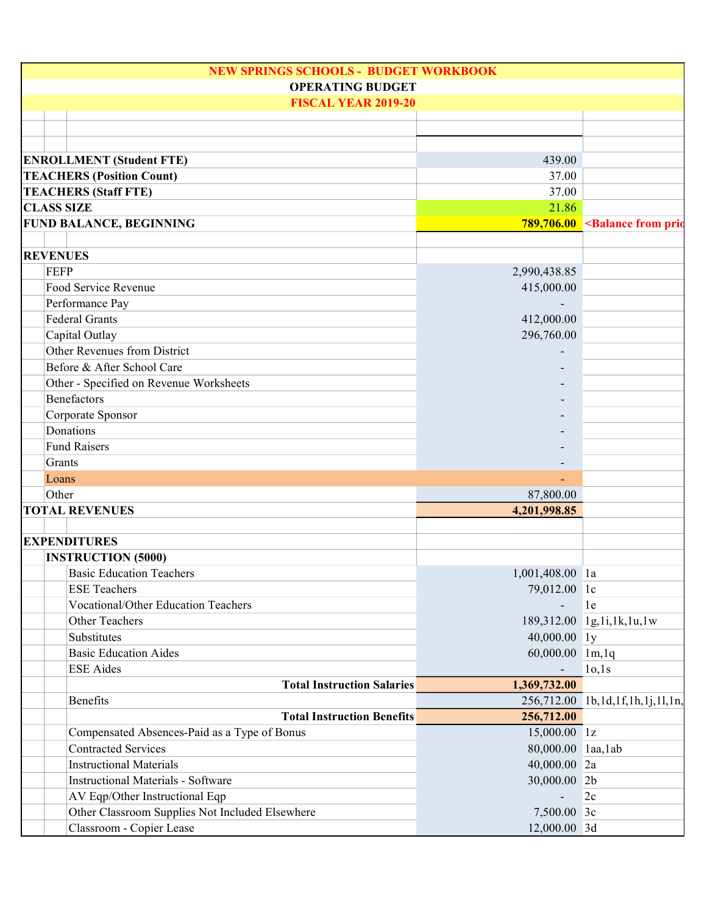# NEW SPRINGS SCHOOLS - BUDGET WORKBOOK

## OPERATING BUDGET

## FISCAL YEAR 2019-20

| Item | Amount | Reference |
|---|---|---|
| **ENROLLMENT (Student FTE)** | 439.00 | |
| **TEACHERS (Position Count)** | 37.00 | |
| **TEACHERS (Staff FTE)** | 37.00 | |
| **CLASS SIZE** | 21.86 | |
| **FUND BALANCE, BEGINNING** | **789,706.00** | <Balance from prio |
| | | |
| **REVENUES** | | |
| FEFP | 2,990,438.85 | |
| Food Service Revenue | 415,000.00 | |
| Performance Pay | - | |
| Federal Grants | 412,000.00 | |
| Capital Outlay | 296,760.00 | |
| Other Revenues from District | - | |
| Before & After School Care | - | |
| Other - Specified on Revenue Worksheets | - | |
| Benefactors | - | |
| Corporate Sponsor | - | |
| Donations | - | |
| Fund Raisers | - | |
| Grants | - | |
| Loans | - | |
| Other | 87,800.00 | |
| **TOTAL REVENUES** | **4,201,998.85** | |
| | | |
| **EXPENDITURES** | | |
| **INSTRUCTION (5000)** | | |
| Basic Education Teachers | 1,001,408.00 | 1a |
| ESE Teachers | 79,012.00 | 1c |
| Vocational/Other Education Teachers | - | 1e |
| Other Teachers | 189,312.00 | 1g,1i,1k,1u,1w |
| Substitutes | 40,000.00 | 1y |
| Basic Education Aides | 60,000.00 | 1m,1q |
| ESE Aides | - | 1o,1s |
| **Total Instruction Salaries** | **1,369,732.00** | |
| Benefits | 256,712.00 | 1b,1d,1f,1h,1j,1l,1n, |
| **Total Instruction Benefits** | **256,712.00** | |
| Compensated Absences-Paid as a Type of Bonus | 15,000.00 | 1z |
| Contracted Services | 80,000.00 | 1aa,1ab |
| Instructional Materials | 40,000.00 | 2a |
| Instructional Materials - Software | 30,000.00 | 2b |
| AV Eqp/Other Instructional Eqp | - | 2c |
| Other Classroom Supplies Not Included Elsewhere | 7,500.00 | 3c |
| Classroom - Copier Lease | 12,000.00 | 3d |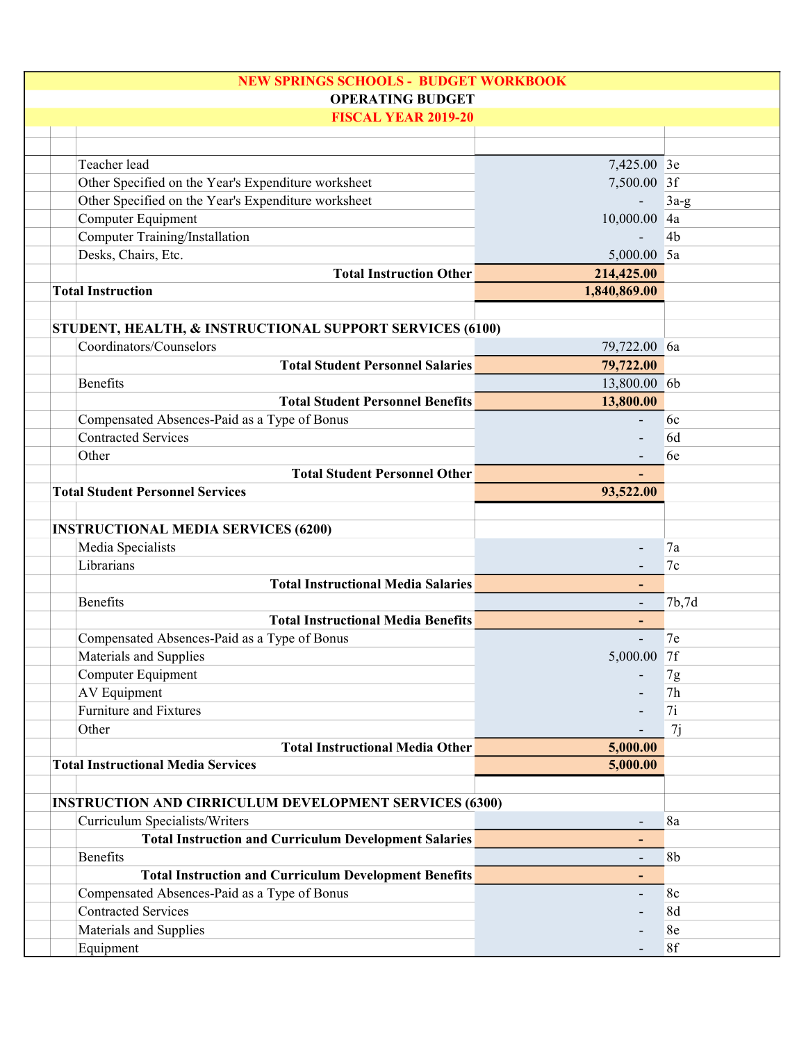# NEW SPRINGS SCHOOLS - BUDGET WORKBOOK

## OPERATING BUDGET

## FISCAL YEAR 2019-20

| | | |
|---|---|---|
| Teacher lead | 7,425.00 | 3e |
| Other Specified on the Year's Expenditure worksheet | 7,500.00 | 3f |
| Other Specified on the Year's Expenditure worksheet | - | 3a-g |
| Computer Equipment | 10,000.00 | 4a |
| Computer Training/Installation | - | 4b |
| Desks, Chairs, Etc. | 5,000.00 | 5a |
| **Total Instruction Other** | **214,425.00** | |
| **Total Instruction** | **1,840,869.00** | |
| | | |
| **STUDENT, HEALTH, & INSTRUCTIONAL SUPPORT SERVICES (6100)** | | |
| Coordinators/Counselors | 79,722.00 | 6a |
| **Total Student Personnel Salaries** | **79,722.00** | |
| Benefits | 13,800.00 | 6b |
| **Total Student Personnel Benefits** | **13,800.00** | |
| Compensated Absences-Paid as a Type of Bonus | - | 6c |
| Contracted Services | - | 6d |
| Other | - | 6e |
| **Total Student Personnel Other** | **-** | |
| **Total Student Personnel Services** | **93,522.00** | |
| | | |
| **INSTRUCTIONAL MEDIA SERVICES (6200)** | | |
| Media Specialists | - | 7a |
| Librarians | - | 7c |
| **Total Instructional Media Salaries** | **-** | |
| Benefits | - | 7b,7d |
| **Total Instructional Media Benefits** | **-** | |
| Compensated Absences-Paid as a Type of Bonus | - | 7e |
| Materials and Supplies | 5,000.00 | 7f |
| Computer Equipment | - | 7g |
| AV Equipment | - | 7h |
| Furniture and Fixtures | - | 7i |
| Other | - | 7j |
| **Total Instructional Media Other** | **5,000.00** | |
| **Total Instructional Media Services** | **5,000.00** | |
| | | |
| **INSTRUCTION AND CIRRICULUM DEVELOPMENT SERVICES (6300)** | | |
| Curriculum Specialists/Writers | - | 8a |
| **Total Instruction and Curriculum Development Salaries** | **-** | |
| Benefits | - | 8b |
| **Total Instruction and Curriculum Development Benefits** | **-** | |
| Compensated Absences-Paid as a Type of Bonus | - | 8c |
| Contracted Services | - | 8d |
| Materials and Supplies | - | 8e |
| Equipment | - | 8f |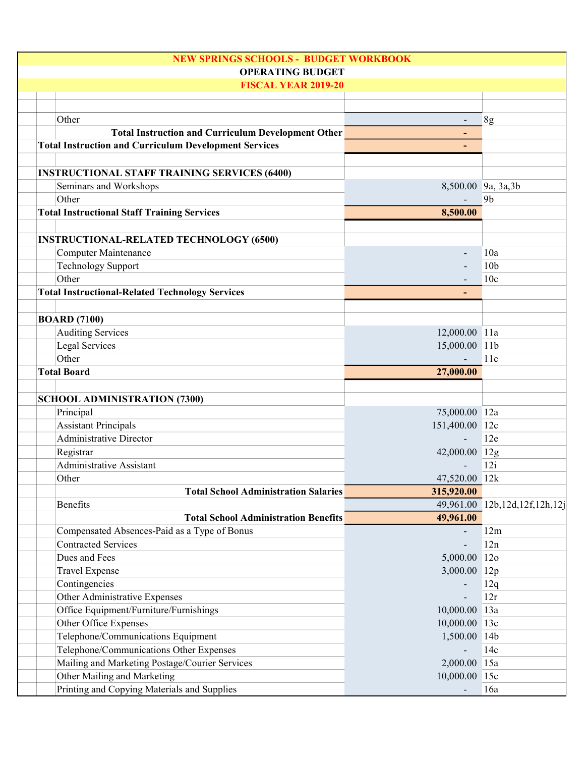| NEW SPRINGS SCHOOLS - BUDGET WORKBOOK | | |
|---|---|---|
| OPERATING BUDGET | | |
| FISCAL YEAR 2019-20 | | |
| | | |
| Other | - | 8g |
| **Total Instruction and Curriculum Development Other** | **-** | |
| **Total Instruction and Curriculum Development Services** | **-** | |
| | | |
| **INSTRUCTIONAL STAFF TRAINING SERVICES (6400)** | | |
| Seminars and Workshops | 8,500.00 | 9a, 3a,3b |
| Other | - | 9b |
| **Total Instructional Staff Training Services** | **8,500.00** | |
| | | |
| **INSTRUCTIONAL-RELATED TECHNOLOGY (6500)** | | |
| Computer Maintenance | - | 10a |
| Technology Support | - | 10b |
| Other | - | 10c |
| **Total Instructional-Related Technology Services** | **-** | |
| | | |
| **BOARD (7100)** | | |
| Auditing Services | 12,000.00 | 11a |
| Legal Services | 15,000.00 | 11b |
| Other | - | 11c |
| **Total Board** | **27,000.00** | |
| | | |
| **SCHOOL ADMINISTRATION (7300)** | | |
| Principal | 75,000.00 | 12a |
| Assistant Principals | 151,400.00 | 12c |
| Administrative Director | - | 12e |
| Registrar | 42,000.00 | 12g |
| Administrative Assistant | - | 12i |
| Other | 47,520.00 | 12k |
| **Total School Administration Salaries** | **315,920.00** | |
| Benefits | 49,961.00 | 12b,12d,12f,12h,12j |
| **Total School Administration Benefits** | **49,961.00** | |
| Compensated Absences-Paid as a Type of Bonus | - | 12m |
| Contracted Services | - | 12n |
| Dues and Fees | 5,000.00 | 12o |
| Travel Expense | 3,000.00 | 12p |
| Contingencies | - | 12q |
| Other Administrative Expenses | - | 12r |
| Office Equipment/Furniture/Furnishings | 10,000.00 | 13a |
| Other Office Expenses | 10,000.00 | 13c |
| Telephone/Communications Equipment | 1,500.00 | 14b |
| Telephone/Communications Other Expenses | - | 14c |
| Mailing and Marketing Postage/Courier Services | 2,000.00 | 15a |
| Other Mailing and Marketing | 10,000.00 | 15c |
| Printing and Copying Materials and Supplies | - | 16a |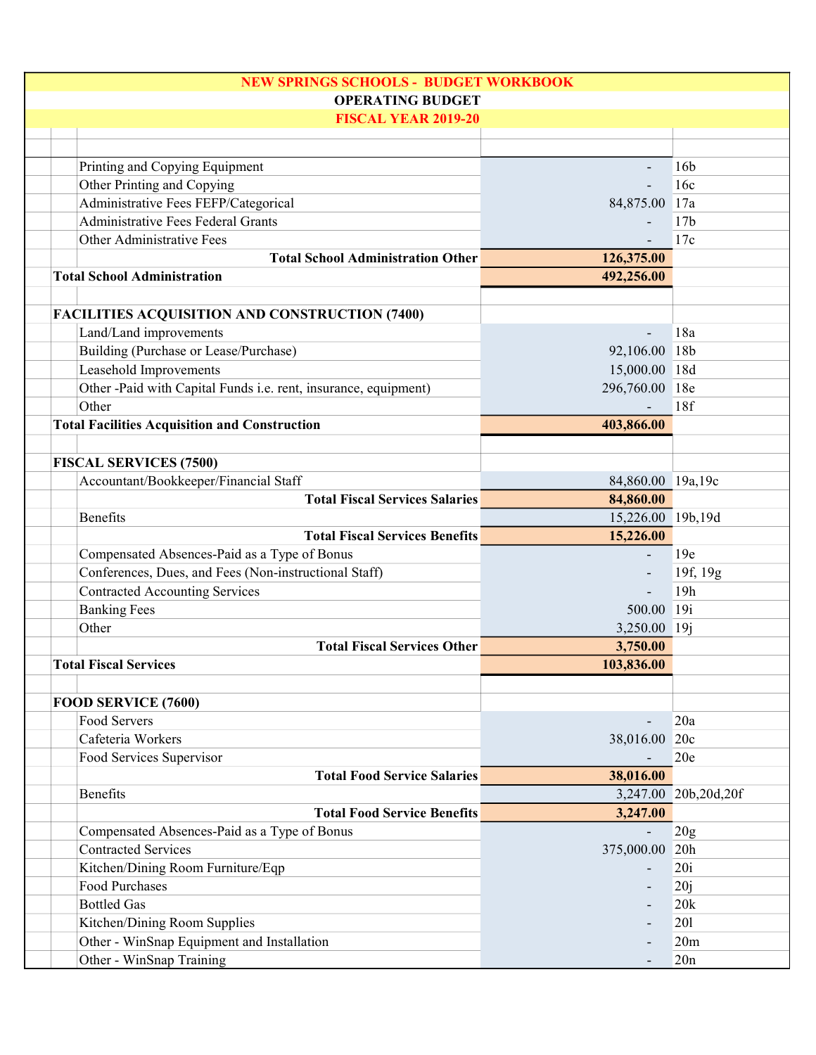# NEW SPRINGS SCHOOLS - BUDGET WORKBOOK

## OPERATING BUDGET

## FISCAL YEAR 2019-20

| Description | Amount | Ref |
|---|---|---|
| Printing and Copying Equipment | - | 16b |
| Other Printing and Copying | - | 16c |
| Administrative Fees FEFP/Categorical | 84,875.00 | 17a |
| Administrative Fees Federal Grants | - | 17b |
| Other Administrative Fees | - | 17c |
| **Total School Administration Other** | **126,375.00** | |
| **Total School Administration** | **492,256.00** | |
| | | |
| **FACILITIES ACQUISITION AND CONSTRUCTION (7400)** | | |
| Land/Land improvements | - | 18a |
| Building (Purchase or Lease/Purchase) | 92,106.00 | 18b |
| Leasehold Improvements | 15,000.00 | 18d |
| Other -Paid with Capital Funds i.e. rent, insurance, equipment) | 296,760.00 | 18e |
| Other | - | 18f |
| **Total Facilities Acquisition and Construction** | **403,866.00** | |
| | | |
| **FISCAL SERVICES (7500)** | | |
| Accountant/Bookkeeper/Financial Staff | 84,860.00 | 19a,19c |
| **Total Fiscal Services Salaries** | **84,860.00** | |
| Benefits | 15,226.00 | 19b,19d |
| **Total Fiscal Services Benefits** | **15,226.00** | |
| Compensated Absences-Paid as a Type of Bonus | - | 19e |
| Conferences, Dues, and Fees (Non-instructional Staff) | - | 19f, 19g |
| Contracted Accounting Services | - | 19h |
| Banking Fees | 500.00 | 19i |
| Other | 3,250.00 | 19j |
| **Total Fiscal Services Other** | **3,750.00** | |
| **Total Fiscal Services** | **103,836.00** | |
| | | |
| **FOOD SERVICE (7600)** | | |
| Food Servers | - | 20a |
| Cafeteria Workers | 38,016.00 | 20c |
| Food Services Supervisor | - | 20e |
| **Total Food Service Salaries** | **38,016.00** | |
| Benefits | 3,247.00 | 20b,20d,20f |
| **Total Food Service Benefits** | **3,247.00** | |
| Compensated Absences-Paid as a Type of Bonus | - | 20g |
| Contracted Services | 375,000.00 | 20h |
| Kitchen/Dining Room Furniture/Eqp | - | 20i |
| Food Purchases | - | 20j |
| Bottled Gas | - | 20k |
| Kitchen/Dining Room Supplies | - | 20l |
| Other - WinSnap Equipment and Installation | - | 20m |
| Other - WinSnap Training | - | 20n |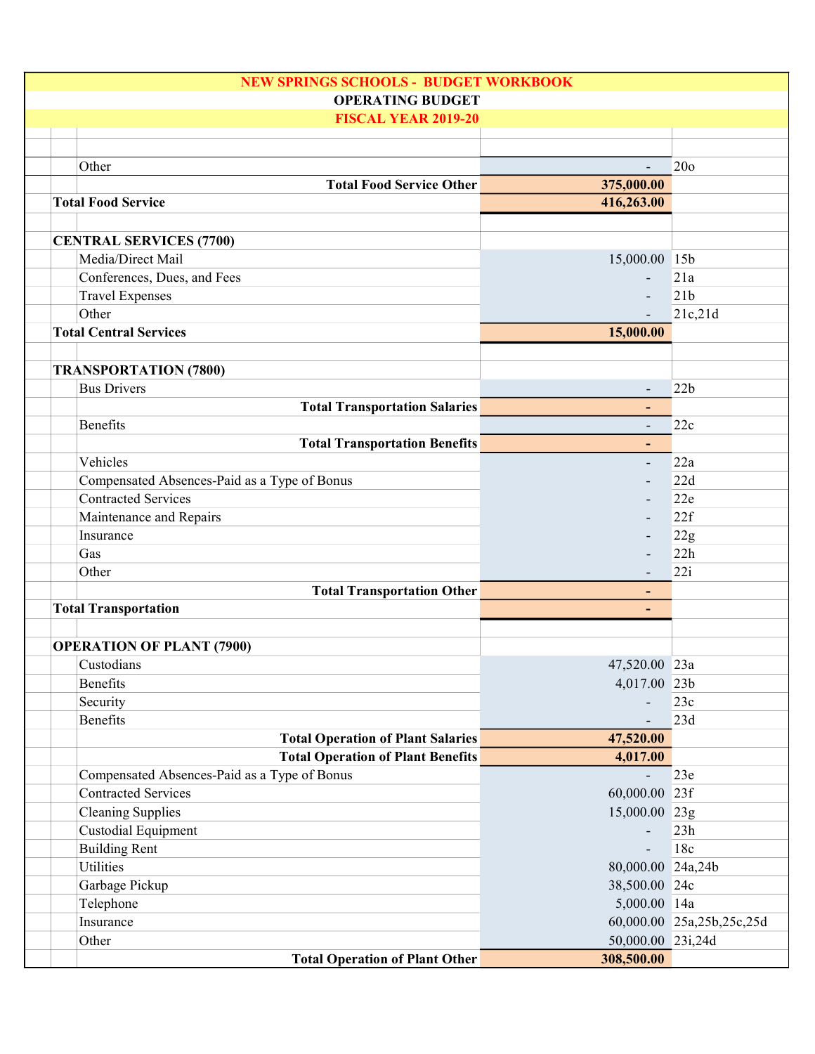**NEW SPRINGS SCHOOLS - BUDGET WORKBOOK**

**OPERATING BUDGET**

**FISCAL YEAR 2019-20**

| Item | Amount | Ref |
|---|---|---|
| Other | - | 20o |
| **Total Food Service Other** | **375,000.00** | |
| **Total Food Service** | **416,263.00** | |
| | | |
| **CENTRAL SERVICES (7700)** | | |
| Media/Direct Mail | 15,000.00 | 15b |
| Conferences, Dues, and Fees | - | 21a |
| Travel Expenses | - | 21b |
| Other | - | 21c,21d |
| **Total Central Services** | **15,000.00** | |
| | | |
| **TRANSPORTATION (7800)** | | |
| Bus Drivers | - | 22b |
| **Total Transportation Salaries** | **-** | |
| Benefits | - | 22c |
| **Total Transportation Benefits** | **-** | |
| Vehicles | - | 22a |
| Compensated Absences-Paid as a Type of Bonus | - | 22d |
| Contracted Services | - | 22e |
| Maintenance and Repairs | - | 22f |
| Insurance | - | 22g |
| Gas | - | 22h |
| Other | - | 22i |
| **Total Transportation Other** | **-** | |
| **Total Transportation** | **-** | |
| | | |
| **OPERATION OF PLANT (7900)** | | |
| Custodians | 47,520.00 | 23a |
| Benefits | 4,017.00 | 23b |
| Security | - | 23c |
| Benefits | - | 23d |
| **Total Operation of Plant Salaries** | **47,520.00** | |
| **Total Operation of Plant Benefits** | **4,017.00** | |
| Compensated Absences-Paid as a Type of Bonus | - | 23e |
| Contracted Services | 60,000.00 | 23f |
| Cleaning Supplies | 15,000.00 | 23g |
| Custodial Equipment | - | 23h |
| Building Rent | - | 18c |
| Utilities | 80,000.00 | 24a,24b |
| Garbage Pickup | 38,500.00 | 24c |
| Telephone | 5,000.00 | 14a |
| Insurance | 60,000.00 | 25a,25b,25c,25d |
| Other | 50,000.00 | 23i,24d |
| **Total Operation of Plant Other** | **308,500.00** | |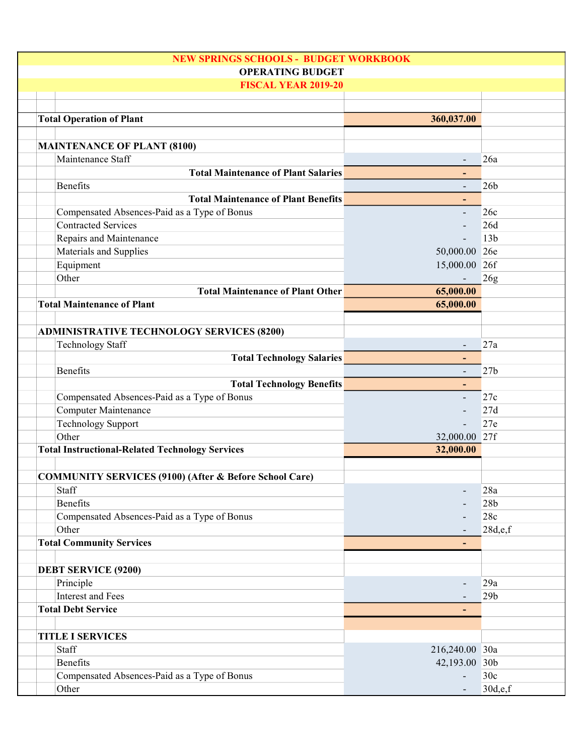**NEW SPRINGS SCHOOLS - BUDGET WORKBOOK**

**OPERATING BUDGET**

**FISCAL YEAR 2019-20**

| | | |
|---|---|---|
| **Total Operation of Plant** | **360,037.00** | |
| | | |
| **MAINTENANCE OF PLANT (8100)** | | |
| Maintenance Staff | - | 26a |
| **Total Maintenance of Plant Salaries** | **-** | |
| Benefits | - | 26b |
| **Total Maintenance of Plant Benefits** | **-** | |
| Compensated Absences-Paid as a Type of Bonus | - | 26c |
| Contracted Services | - | 26d |
| Repairs and Maintenance | - | 13b |
| Materials and Supplies | 50,000.00 | 26e |
| Equipment | 15,000.00 | 26f |
| Other | - | 26g |
| **Total Maintenance of Plant Other** | **65,000.00** | |
| **Total Maintenance of Plant** | **65,000.00** | |
| | | |
| **ADMINISTRATIVE TECHNOLOGY SERVICES (8200)** | | |
| Technology Staff | - | 27a |
| **Total Technology Salaries** | **-** | |
| Benefits | - | 27b |
| **Total Technology Benefits** | **-** | |
| Compensated Absences-Paid as a Type of Bonus | - | 27c |
| Computer Maintenance | - | 27d |
| Technology Support | - | 27e |
| Other | 32,000.00 | 27f |
| **Total Instructional-Related Technology Services** | **32,000.00** | |
| | | |
| **COMMUNITY SERVICES (9100) (After & Before School Care)** | | |
| Staff | - | 28a |
| Benefits | - | 28b |
| Compensated Absences-Paid as a Type of Bonus | - | 28c |
| Other | - | 28d,e,f |
| **Total Community Services** | **-** | |
| | | |
| **DEBT SERVICE (9200)** | | |
| Principle | - | 29a |
| Interest and Fees | - | 29b |
| **Total Debt Service** | **-** | |
| | | |
| **TITLE I SERVICES** | | |
| Staff | 216,240.00 | 30a |
| Benefits | 42,193.00 | 30b |
| Compensated Absences-Paid as a Type of Bonus | - | 30c |
| Other | - | 30d,e,f |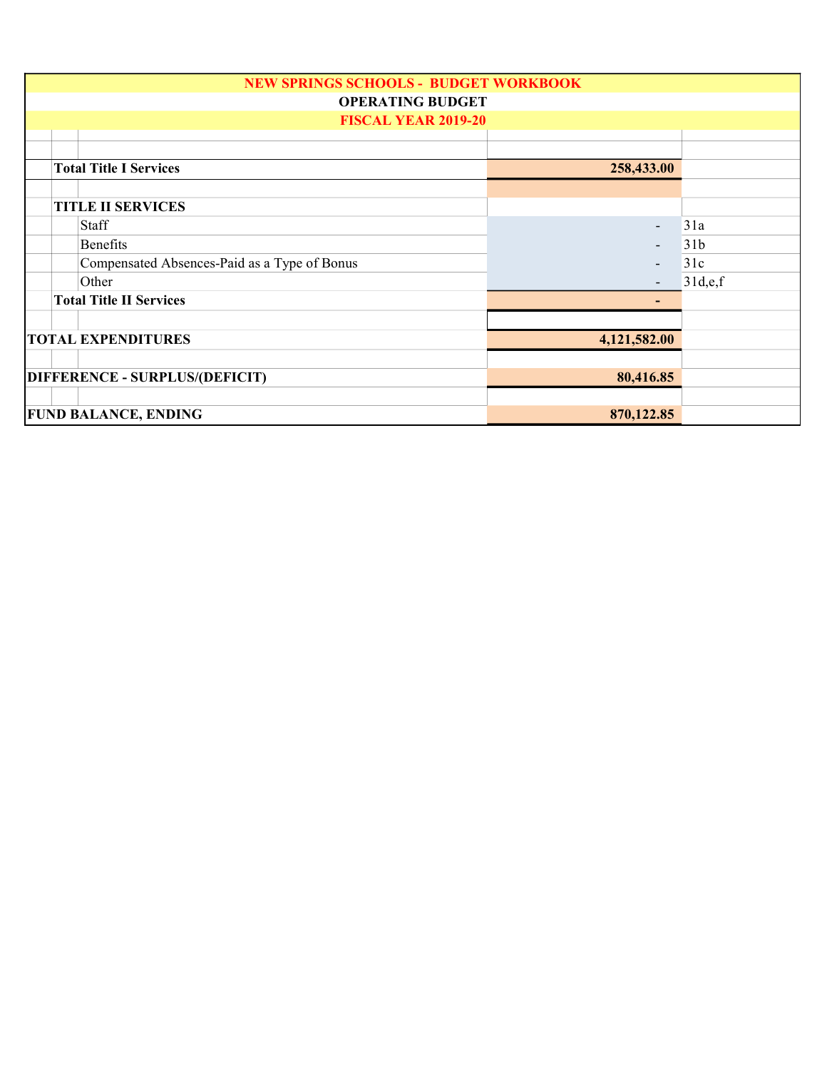# NEW SPRINGS SCHOOLS - BUDGET WORKBOOK

## OPERATING BUDGET

## FISCAL YEAR 2019-20

| | | |
|---|---|---|
| **Total Title I Services** | **258,433.00** | |
| | | |
| **TITLE II SERVICES** | | |
| Staff | - | 31a |
| Benefits | - | 31b |
| Compensated Absences-Paid as a Type of Bonus | - | 31c |
| Other | - | 31d,e,f |
| **Total Title II Services** | **-** | |
| | | |
| **TOTAL EXPENDITURES** | **4,121,582.00** | |
| | | |
| **DIFFERENCE - SURPLUS/(DEFICIT)** | **80,416.85** | |
| | | |
| **FUND BALANCE, ENDING** | **870,122.85** | |